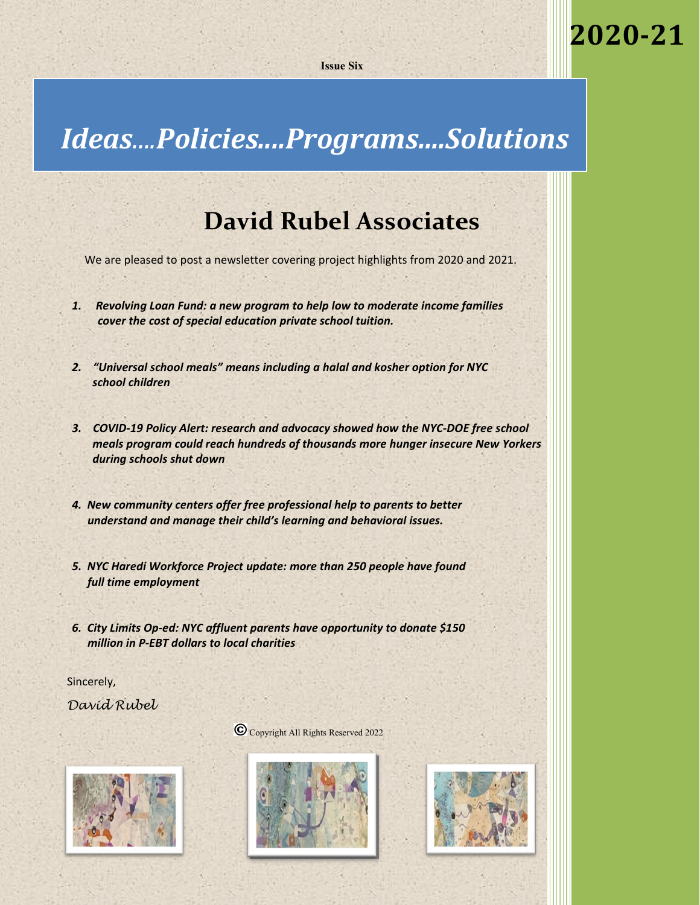2020-21

**Issue Six**

# *Ideas….Policies….Programs….Solutions*

## David Rubel Associates

We are pleased to post a newsletter covering project highlights from 2020 and 2021.

1. ***Revolving Loan Fund: a new program to help low to moderate income families cover the cost of special education private school tuition.***

2. ***"Universal school meals" means including a halal and kosher option for NYC school children***

3. ***COVID-19 Policy Alert: research and advocacy showed how the NYC-DOE free school meals program could reach hundreds of thousands more hunger insecure New Yorkers during schools shut down***

4. ***New community centers offer free professional help to parents to better understand and manage their child's learning and behavioral issues.***

5. ***NYC Haredi Workforce Project update: more than 250 people have found full time employment***

6. ***City Limits Op-ed: NYC affluent parents have opportunity to donate $150 million in P-EBT dollars to local charities***

Sincerely,

*David Rubel*

© Copyright All Rights Reserved 2022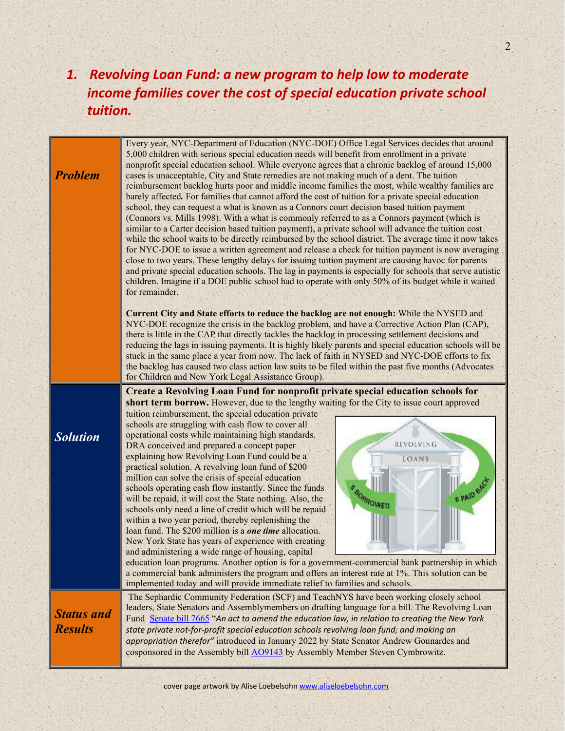# 1. Revolving Loan Fund: a new program to help low to moderate income families cover the cost of special education private school tuition.

| | |
|---|---|
| ***Problem*** | Every year, NYC-Department of Education (NYC-DOE) Office Legal Services decides that around 5,000 children with serious special education needs will benefit from enrollment in a private nonprofit special education school. While everyone agrees that a chronic backlog of around 15,000 cases is unacceptable, City and State remedies are not making much of a dent. The tuition reimbursement backlog hurts poor and middle income families the most, while wealthy families are barely affected**.** For families that cannot afford the cost of tuition for a private special education school, they can request a what is known as a Connors court decision based tuition payment (Connors vs. Mills 1998). With a what is commonly referred to as a Connors payment (which is similar to a Carter decision based tuition payment), a private school will advance the tuition cost while the school waits to be directly reimbursed by the school district. The average time it now takes for NYC-DOE to issue a written agreement and release a check for tuition payment is now averaging close to two years. These lengthy delays for issuing tuition payment are causing havoc for parents and private special education schools. The lag in payments is especially for schools that serve autistic children. Imagine if a DOE public school had to operate with only 50% of its budget while it waited for remainder.<br><br>**Current City and State efforts to reduce the backlog are not enough:** While the NYSED and NYC-DOE recognize the crisis in the backlog problem, and have a Corrective Action Plan (CAP), there is little in the CAP that directly tackles the backlog in processing settlement decisions and reducing the lags in issuing payments. It is highly likely parents and special education schools will be stuck in the same place a year from now. The lack of faith in NYSED and NYC-DOE efforts to fix the backlog has caused two class action law suits to be filed within the past five months (Advocates for Children and New York Legal Assistance Group). |
| ***Solution*** | **Create a Revolving Loan Fund for nonprofit private special education schools for short term borrow.** However, due to the lengthy waiting for the City to issue court approved tuition reimbursement, the special education private schools are struggling with cash flow to cover all operational costs while maintaining high standards. DRA conceived and prepared a concept paper explaining how Revolving Loan Fund could be a practical solution. A revolving loan fund of $200 million can solve the crisis of special education schools operating cash flow instantly. Since the funds will be repaid, it will cost the State nothing. Also, the schools only need a line of credit which will be repaid within a two year period, thereby replenishing the loan fund. The $200 million is a ***one time*** allocation. New York State has years of experience with creating and administering a wide range of housing, capital education loan programs. Another option is for a government-commercial bank partnership in which a commercial bank administers the program and offers an interest rate at 1%. This solution can be implemented today and will provide immediate relief to families and schools. |
| ***Status and Results*** | The Sephardic Community Federation (SCF) and TeachNYS have been working closely school leaders, State Senators and Assemblymembers on drafting language for a bill. The Revolving Loan Fund Senate bill 7665 "*An act to amend the education law, in relation to creating the New York state private not-for-profit special education schools revolving loan fund; and making an appropriation therefor"* introduced in January 2022 by State Senator Andrew Gounardes and cosponsored in the Assembly bill AO9143 by Assembly Member Steven Cymbrowitz. |

cover page artwork by Alise Loebelsohn www.aliseloebelsohn.com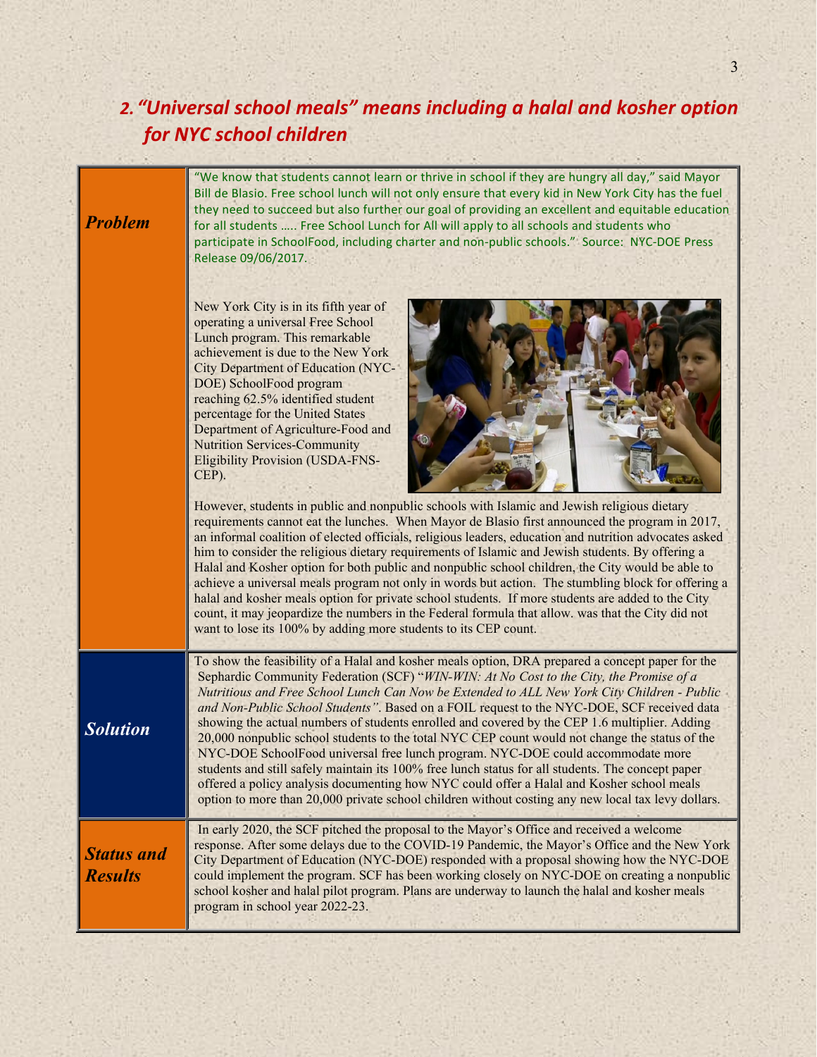## 2. "Universal school meals" means including a halal and kosher option for NYC school children

| | |
|---|---|
| ***Problem*** | "We know that students cannot learn or thrive in school if they are hungry all day," said Mayor Bill de Blasio. Free school lunch will not only ensure that every kid in New York City has the fuel they need to succeed but also further our goal of providing an excellent and equitable education for all students ….. Free School Lunch for All will apply to all schools and students who participate in SchoolFood, including charter and non-public schools." Source: NYC-DOE Press Release 09/06/2017.<br><br>New York City is in its fifth year of operating a universal Free School Lunch program. This remarkable achievement is due to the New York City Department of Education (NYC-DOE) SchoolFood program reaching 62.5% identified student percentage for the United States Department of Agriculture-Food and Nutrition Services-Community Eligibility Provision (USDA-FNS-CEP).<br><br>However, students in public and nonpublic schools with Islamic and Jewish religious dietary requirements cannot eat the lunches. When Mayor de Blasio first announced the program in 2017, an informal coalition of elected officials, religious leaders, education and nutrition advocates asked him to consider the religious dietary requirements of Islamic and Jewish students. By offering a Halal and Kosher option for both public and nonpublic school children, the City would be able to achieve a universal meals program not only in words but action. The stumbling block for offering a halal and kosher meals option for private school students. If more students are added to the City count, it may jeopardize the numbers in the Federal formula that allow. was that the City did not want to lose its 100% by adding more students to its CEP count. |
| ***Solution*** | To show the feasibility of a Halal and kosher meals option, DRA prepared a concept paper for the Sephardic Community Federation (SCF) "*WIN-WIN: At No Cost to the City, the Promise of a Nutritious and Free School Lunch Can Now be Extended to ALL New York City Children - Public and Non-Public School Students"*. Based on a FOIL request to the NYC-DOE, SCF received data showing the actual numbers of students enrolled and covered by the CEP 1.6 multiplier. Adding 20,000 nonpublic school students to the total NYC CEP count would not change the status of the NYC-DOE SchoolFood universal free lunch program. NYC-DOE could accommodate more students and still safely maintain its 100% free lunch status for all students. The concept paper offered a policy analysis documenting how NYC could offer a Halal and Kosher school meals option to more than 20,000 private school children without costing any new local tax levy dollars. |
| ***Status and Results*** | In early 2020, the SCF pitched the proposal to the Mayor's Office and received a welcome response. After some delays due to the COVID-19 Pandemic, the Mayor's Office and the New York City Department of Education (NYC-DOE) responded with a proposal showing how the NYC-DOE could implement the program. SCF has been working closely on NYC-DOE on creating a nonpublic school kosher and halal pilot program. Plans are underway to launch the halal and kosher meals program in school year 2022-23. |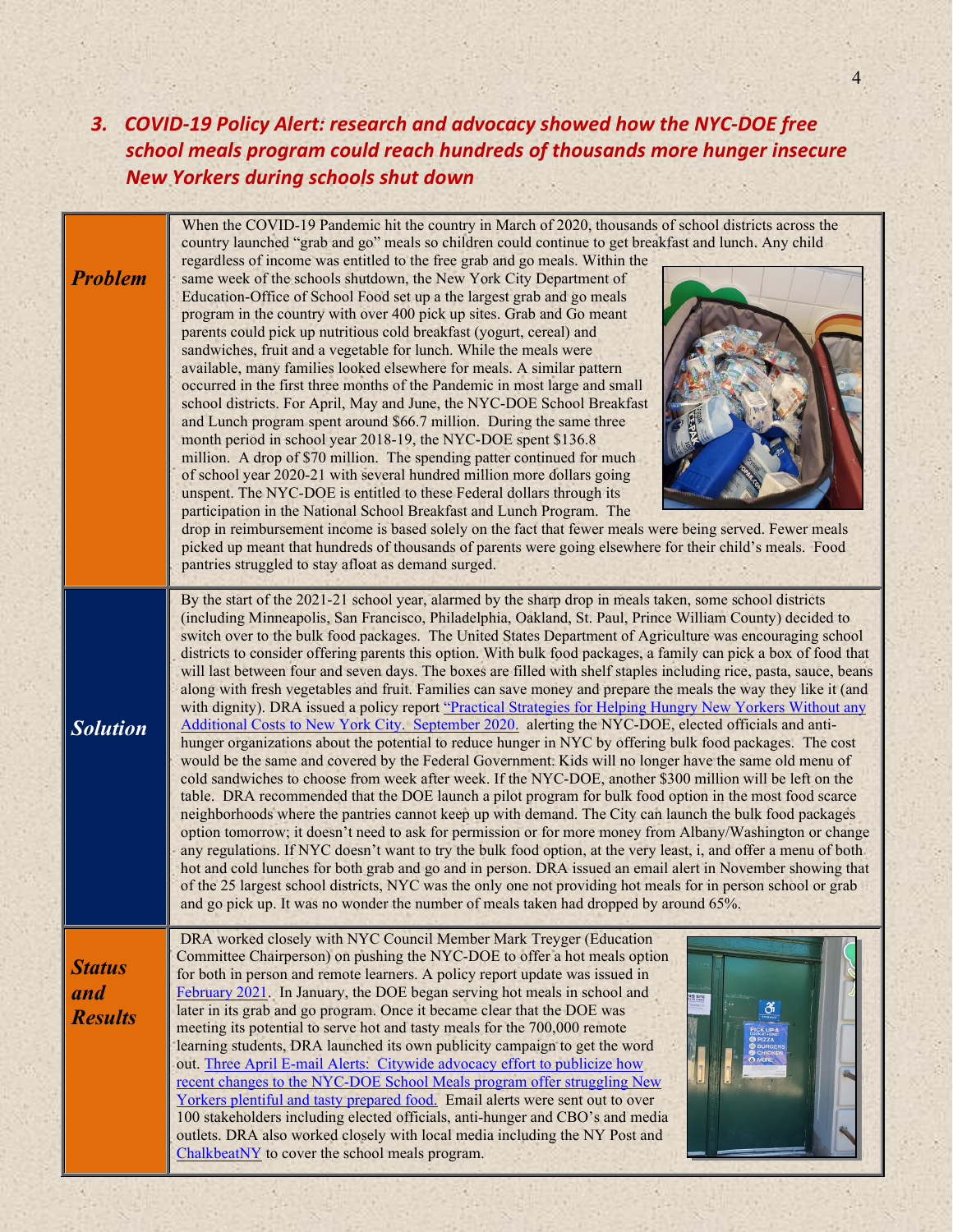## *3. COVID-19 Policy Alert: research and advocacy showed how the NYC-DOE free school meals program could reach hundreds of thousands more hunger insecure New Yorkers during schools shut down*

| | |
|---|---|
| ***Problem*** | When the COVID-19 Pandemic hit the country in March of 2020, thousands of school districts across the country launched "grab and go" meals so children could continue to get breakfast and lunch. Any child regardless of income was entitled to the free grab and go meals. Within the same week of the schools shutdown, the New York City Department of Education-Office of School Food set up a the largest grab and go meals program in the country with over 400 pick up sites. Grab and Go meant parents could pick up nutritious cold breakfast (yogurt, cereal) and sandwiches, fruit and a vegetable for lunch. While the meals were available, many families looked elsewhere for meals. A similar pattern occurred in the first three months of the Pandemic in most large and small school districts. For April, May and June, the NYC-DOE School Breakfast and Lunch program spent around $66.7 million. During the same three month period in school year 2018-19, the NYC-DOE spent $136.8 million. A drop of $70 million. The spending patter continued for much of school year 2020-21 with several hundred million more dollars going unspent. The NYC-DOE is entitled to these Federal dollars through its participation in the National School Breakfast and Lunch Program. The drop in reimbursement income is based solely on the fact that fewer meals were being served. Fewer meals picked up meant that hundreds of thousands of parents were going elsewhere for their child's meals. Food pantries struggled to stay afloat as demand surged. |
| ***Solution*** | By the start of the 2021-21 school year, alarmed by the sharp drop in meals taken, some school districts (including Minneapolis, San Francisco, Philadelphia, Oakland, St. Paul, Prince William County) decided to switch over to the bulk food packages. The United States Department of Agriculture was encouraging school districts to consider offering parents this option. With bulk food packages, a family can pick a box of food that will last between four and seven days. The boxes are filled with shelf staples including rice, pasta, sauce, beans along with fresh vegetables and fruit. Families can save money and prepare the meals the way they like it (and with dignity). DRA issued a policy report "Practical Strategies for Helping Hungry New Yorkers Without any Additional Costs to New York City. September 2020. alerting the NYC-DOE, elected officials and anti-hunger organizations about the potential to reduce hunger in NYC by offering bulk food packages. The cost would be the same and covered by the Federal Government. Kids will no longer have the same old menu of cold sandwiches to choose from week after week. If the NYC-DOE, another $300 million will be left on the table. DRA recommended that the DOE launch a pilot program for bulk food option in the most food scarce neighborhoods where the pantries cannot keep up with demand. The City can launch the bulk food packages option tomorrow; it doesn't need to ask for permission or for more money from Albany/Washington or change any regulations. If NYC doesn't want to try the bulk food option, at the very least, i, and offer a menu of both hot and cold lunches for both grab and go and in person. DRA issued an email alert in November showing that of the 25 largest school districts, NYC was the only one not providing hot meals for in person school or grab and go pick up. It was no wonder the number of meals taken had dropped by around 65%. |
| ***Status and Results*** | DRA worked closely with NYC Council Member Mark Treyger (Education Committee Chairperson) on pushing the NYC-DOE to offer a hot meals option for both in person and remote learners. A policy report update was issued in February 2021. In January, the DOE began serving hot meals in school and later in its grab and go program. Once it became clear that the DOE was meeting its potential to serve hot and tasty meals for the 700,000 remote learning students, DRA launched its own publicity campaign to get the word out. Three April E-mail Alerts: Citywide advocacy effort to publicize how recent changes to the NYC-DOE School Meals program offer struggling New Yorkers plentiful and tasty prepared food. Email alerts were sent out to over 100 stakeholders including elected officials, anti-hunger and CBO's and media outlets. DRA also worked closely with local media including the NY Post and ChalkbeatNY to cover the school meals program. |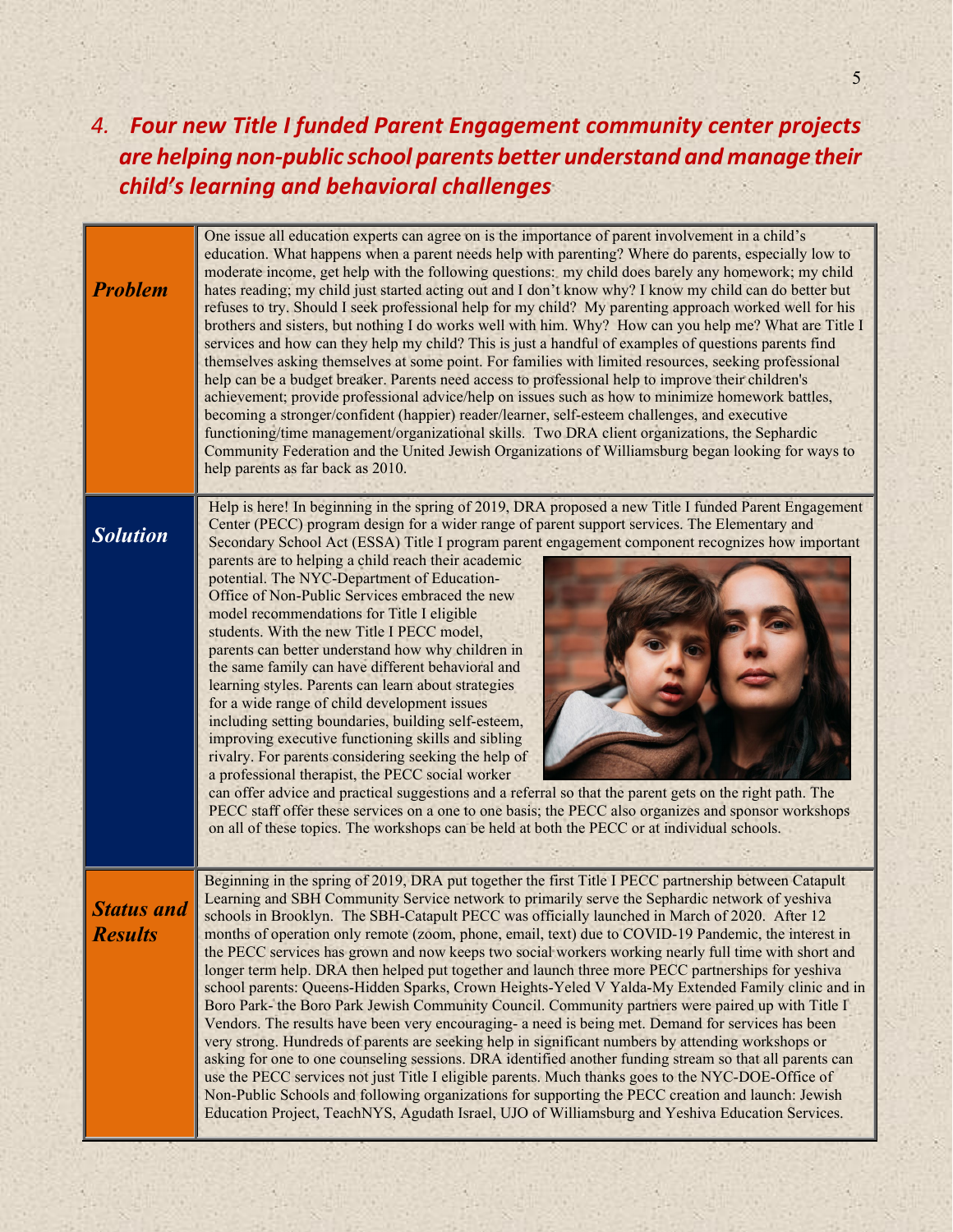## 4. *Four new Title I funded Parent Engagement community center projects are helping non-public school parents better understand and manage their child's learning and behavioral challenges*

### *Problem*

One issue all education experts can agree on is the importance of parent involvement in a child's education. What happens when a parent needs help with parenting? Where do parents, especially low to moderate income, get help with the following questions: my child does barely any homework; my child hates reading; my child just started acting out and I don't know why? I know my child can do better but refuses to try. Should I seek professional help for my child? My parenting approach worked well for his brothers and sisters, but nothing I do works well with him. Why? How can you help me? What are Title I services and how can they help my child? This is just a handful of examples of questions parents find themselves asking themselves at some point. For families with limited resources, seeking professional help can be a budget breaker. Parents need access to professional help to improve their children's achievement; provide professional advice/help on issues such as how to minimize homework battles, becoming a stronger/confident (happier) reader/learner, self-esteem challenges, and executive functioning/time management/organizational skills. Two DRA client organizations, the Sephardic Community Federation and the United Jewish Organizations of Williamsburg began looking for ways to help parents as far back as 2010.

### *Solution*

Help is here! In beginning in the spring of 2019, DRA proposed a new Title I funded Parent Engagement Center (PECC) program design for a wider range of parent support services. The Elementary and Secondary School Act (ESSA) Title I program parent engagement component recognizes how important parents are to helping a child reach their academic potential. The NYC-Department of Education-Office of Non-Public Services embraced the new model recommendations for Title I eligible students. With the new Title I PECC model, parents can better understand how why children in the same family can have different behavioral and learning styles. Parents can learn about strategies for a wide range of child development issues including setting boundaries, building self-esteem, improving executive functioning skills and sibling rivalry. For parents considering seeking the help of a professional therapist, the PECC social worker can offer advice and practical suggestions and a referral so that the parent gets on the right path. The PECC staff offer these services on a one to one basis; the PECC also organizes and sponsor workshops on all of these topics. The workshops can be held at both the PECC or at individual schools.

### *Status and Results*

Beginning in the spring of 2019, DRA put together the first Title I PECC partnership between Catapult Learning and SBH Community Service network to primarily serve the Sephardic network of yeshiva schools in Brooklyn. The SBH-Catapult PECC was officially launched in March of 2020. After 12 months of operation only remote (zoom, phone, email, text) due to COVID-19 Pandemic, the interest in the PECC services has grown and now keeps two social workers working nearly full time with short and longer term help. DRA then helped put together and launch three more PECC partnerships for yeshiva school parents: Queens-Hidden Sparks, Crown Heights-Yeled V Yalda-My Extended Family clinic and in Boro Park- the Boro Park Jewish Community Council. Community partners were paired up with Title I Vendors. The results have been very encouraging- a need is being met. Demand for services has been very strong. Hundreds of parents are seeking help in significant numbers by attending workshops or asking for one to one counseling sessions. DRA identified another funding stream so that all parents can use the PECC services not just Title I eligible parents. Much thanks goes to the NYC-DOE-Office of Non-Public Schools and following organizations for supporting the PECC creation and launch: Jewish Education Project, TeachNYS, Agudath Israel, UJO of Williamsburg and Yeshiva Education Services.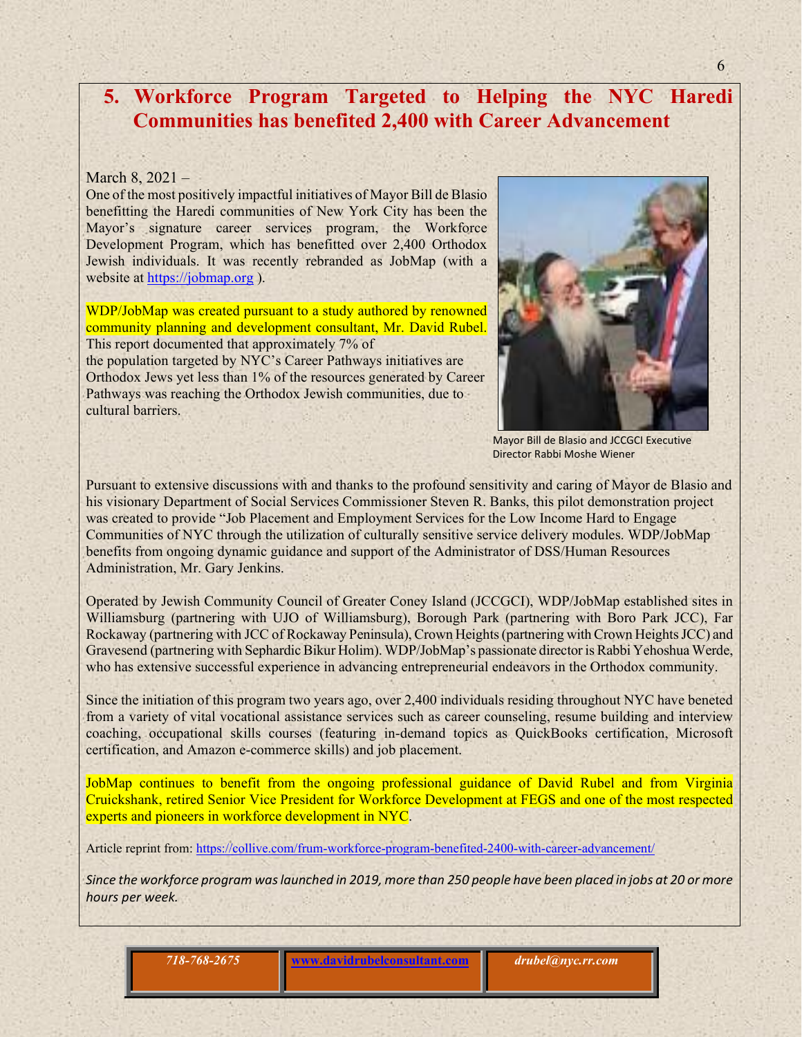## 5. Workforce Program Targeted to Helping the NYC Haredi Communities has benefited 2,400 with Career Advancement

March 8, 2021 –

One of the most positively impactful initiatives of Mayor Bill de Blasio benefitting the Haredi communities of New York City has been the Mayor's signature career services program, the Workforce Development Program, which has benefitted over 2,400 Orthodox Jewish individuals. It was recently rebranded as JobMap (with a website at https://jobmap.org ).

WDP/JobMap was created pursuant to a study authored by renowned community planning and development consultant, Mr. David Rubel. This report documented that approximately 7% of the population targeted by NYC's Career Pathways initiatives are Orthodox Jews yet less than 1% of the resources generated by Career Pathways was reaching the Orthodox Jewish communities, due to cultural barriers.

Mayor Bill de Blasio and JCCGCI Executive Director Rabbi Moshe Wiener

Pursuant to extensive discussions with and thanks to the profound sensitivity and caring of Mayor de Blasio and his visionary Department of Social Services Commissioner Steven R. Banks, this pilot demonstration project was created to provide "Job Placement and Employment Services for the Low Income Hard to Engage Communities of NYC through the utilization of culturally sensitive service delivery modules. WDP/JobMap benefits from ongoing dynamic guidance and support of the Administrator of DSS/Human Resources Administration, Mr. Gary Jenkins.

Operated by Jewish Community Council of Greater Coney Island (JCCGCI), WDP/JobMap established sites in Williamsburg (partnering with UJO of Williamsburg), Borough Park (partnering with Boro Park JCC), Far Rockaway (partnering with JCC of Rockaway Peninsula), Crown Heights (partnering with Crown Heights JCC) and Gravesend (partnering with Sephardic Bikur Holim). WDP/JobMap's passionate director is Rabbi Yehoshua Werde, who has extensive successful experience in advancing entrepreneurial endeavors in the Orthodox community.

Since the initiation of this program two years ago, over 2,400 individuals residing throughout NYC have beneted from a variety of vital vocational assistance services such as career counseling, resume building and interview coaching, occupational skills courses (featuring in-demand topics as QuickBooks certification, Microsoft certification, and Amazon e-commerce skills) and job placement.

JobMap continues to benefit from the ongoing professional guidance of David Rubel and from Virginia Cruickshank, retired Senior Vice President for Workforce Development at FEGS and one of the most respected experts and pioneers in workforce development in NYC.

Article reprint from: https://collive.com/frum-workforce-program-benefited-2400-with-career-advancement/

*Since the workforce program was launched in 2019, more than 250 people have been placed in jobs at 20 or more hours per week.*

*718-768-2675* | www.davidrubelconsultant.com | *drubel@nyc.rr.com*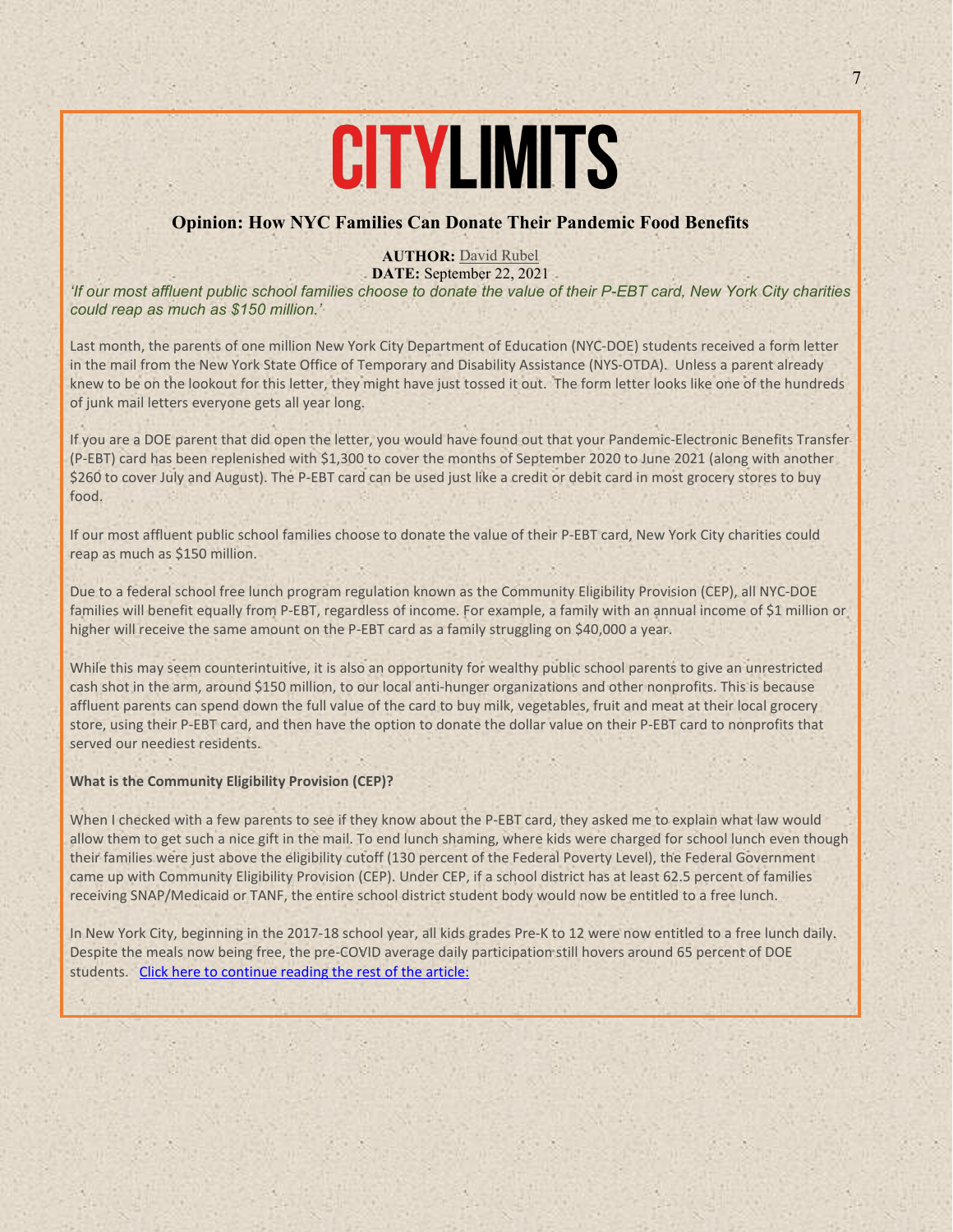# CITYLIMITS

## Opinion: How NYC Families Can Donate Their Pandemic Food Benefits

**AUTHOR:** David Rubel
**DATE:** September 22, 2021

*'If our most affluent public school families choose to donate the value of their P-EBT card, New York City charities could reap as much as $150 million.'*

Last month, the parents of one million New York City Department of Education (NYC-DOE) students received a form letter in the mail from the New York State Office of Temporary and Disability Assistance (NYS-OTDA). Unless a parent already knew to be on the lookout for this letter, they might have just tossed it out. The form letter looks like one of the hundreds of junk mail letters everyone gets all year long.

If you are a DOE parent that did open the letter, you would have found out that your Pandemic-Electronic Benefits Transfer (P-EBT) card has been replenished with $1,300 to cover the months of September 2020 to June 2021 (along with another $260 to cover July and August). The P-EBT card can be used just like a credit or debit card in most grocery stores to buy food.

If our most affluent public school families choose to donate the value of their P-EBT card, New York City charities could reap as much as $150 million.

Due to a federal school free lunch program regulation known as the Community Eligibility Provision (CEP), all NYC-DOE families will benefit equally from P-EBT, regardless of income. For example, a family with an annual income of $1 million or higher will receive the same amount on the P-EBT card as a family struggling on $40,000 a year.

While this may seem counterintuitive, it is also an opportunity for wealthy public school parents to give an unrestricted cash shot in the arm, around $150 million, to our local anti-hunger organizations and other nonprofits. This is because affluent parents can spend down the full value of the card to buy milk, vegetables, fruit and meat at their local grocery store, using their P-EBT card, and then have the option to donate the dollar value on their P-EBT card to nonprofits that served our neediest residents.

**What is the Community Eligibility Provision (CEP)?**

When I checked with a few parents to see if they know about the P-EBT card, they asked me to explain what law would allow them to get such a nice gift in the mail. To end lunch shaming, where kids were charged for school lunch even though their families were just above the eligibility cutoff (130 percent of the Federal Poverty Level), the Federal Government came up with Community Eligibility Provision (CEP). Under CEP, if a school district has at least 62.5 percent of families receiving SNAP/Medicaid or TANF, the entire school district student body would now be entitled to a free lunch.

In New York City, beginning in the 2017-18 school year, all kids grades Pre-K to 12 were now entitled to a free lunch daily. Despite the meals now being free, the pre-COVID average daily participation still hovers around 65 percent of DOE students. Click here to continue reading the rest of the article: